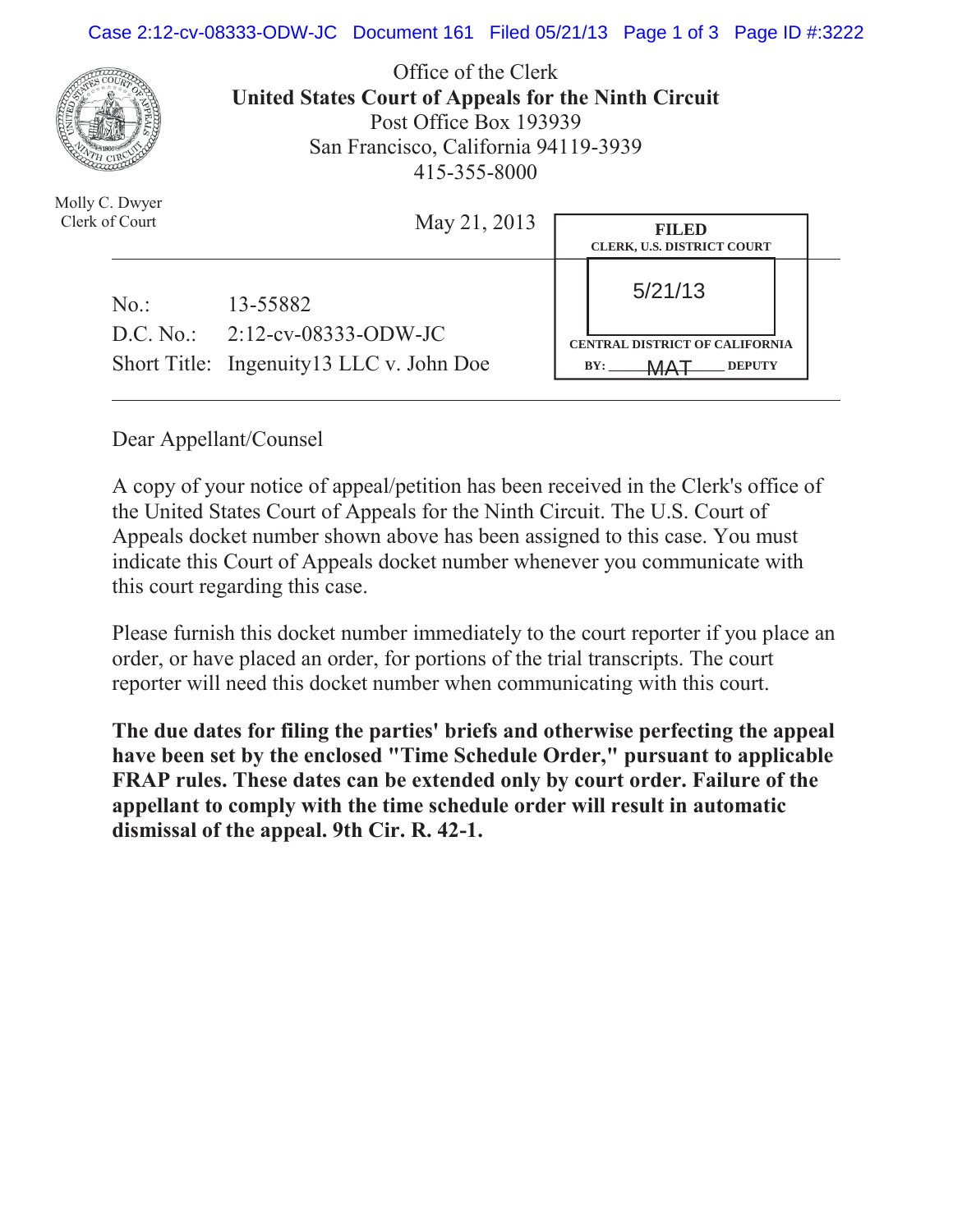Office of the Clerk
**United States Court of Appeals for the Ninth Circuit**
Post Office Box 193939
San Francisco, California 94119-3939
415-355-8000

Molly C. Dwyer
Clerk of Court

May 21, 2013

**FILED**
**CLERK, U.S. DISTRICT COURT**
5/21/13
**CENTRAL DISTRICT OF CALIFORNIA**
**BY:** MAT **DEPUTY**

---

| | |
|---|---|
| No.: | 13-55882 |
| D.C. No.: | 2:12-cv-08333-ODW-JC |
| Short Title: | Ingenuity13 LLC v. John Doe |

---

Dear Appellant/Counsel

A copy of your notice of appeal/petition has been received in the Clerk's office of the United States Court of Appeals for the Ninth Circuit. The U.S. Court of Appeals docket number shown above has been assigned to this case. You must indicate this Court of Appeals docket number whenever you communicate with this court regarding this case.

Please furnish this docket number immediately to the court reporter if you place an order, or have placed an order, for portions of the trial transcripts. The court reporter will need this docket number when communicating with this court.

**The due dates for filing the parties' briefs and otherwise perfecting the appeal have been set by the enclosed "Time Schedule Order," pursuant to applicable FRAP rules. These dates can be extended only by court order. Failure of the appellant to comply with the time schedule order will result in automatic dismissal of the appeal. 9th Cir. R. 42-1.**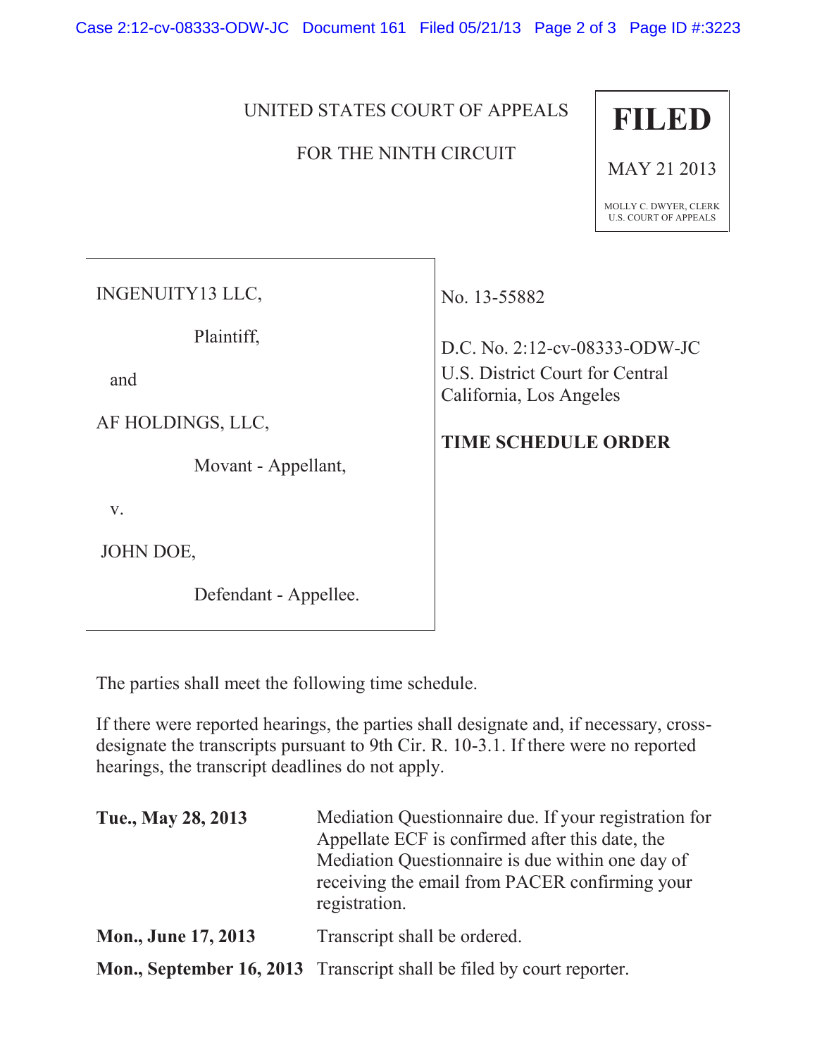UNITED STATES COURT OF APPEALS

FOR THE NINTH CIRCUIT

**FILED**

MAY 21 2013

MOLLY C. DWYER, CLERK
U.S. COURT OF APPEALS

| | |
|---|---|
| INGENUITY13 LLC,<br><br>Plaintiff,<br><br>and<br><br>AF HOLDINGS, LLC,<br><br>Movant - Appellant,<br><br>v.<br><br>JOHN DOE,<br><br>Defendant - Appellee. | No. 13-55882<br><br>D.C. No. 2:12-cv-08333-ODW-JC<br>U.S. District Court for Central California, Los Angeles<br><br>**TIME SCHEDULE ORDER** |

The parties shall meet the following time schedule.

If there were reported hearings, the parties shall designate and, if necessary, cross-designate the transcripts pursuant to 9th Cir. R. 10-3.1. If there were no reported hearings, the transcript deadlines do not apply.

| | |
|---|---|
| **Tue., May 28, 2013** | Mediation Questionnaire due. If your registration for Appellate ECF is confirmed after this date, the Mediation Questionnaire is due within one day of receiving the email from PACER confirming your registration. |
| **Mon., June 17, 2013** | Transcript shall be ordered. |
| **Mon., September 16, 2013** | Transcript shall be filed by court reporter. |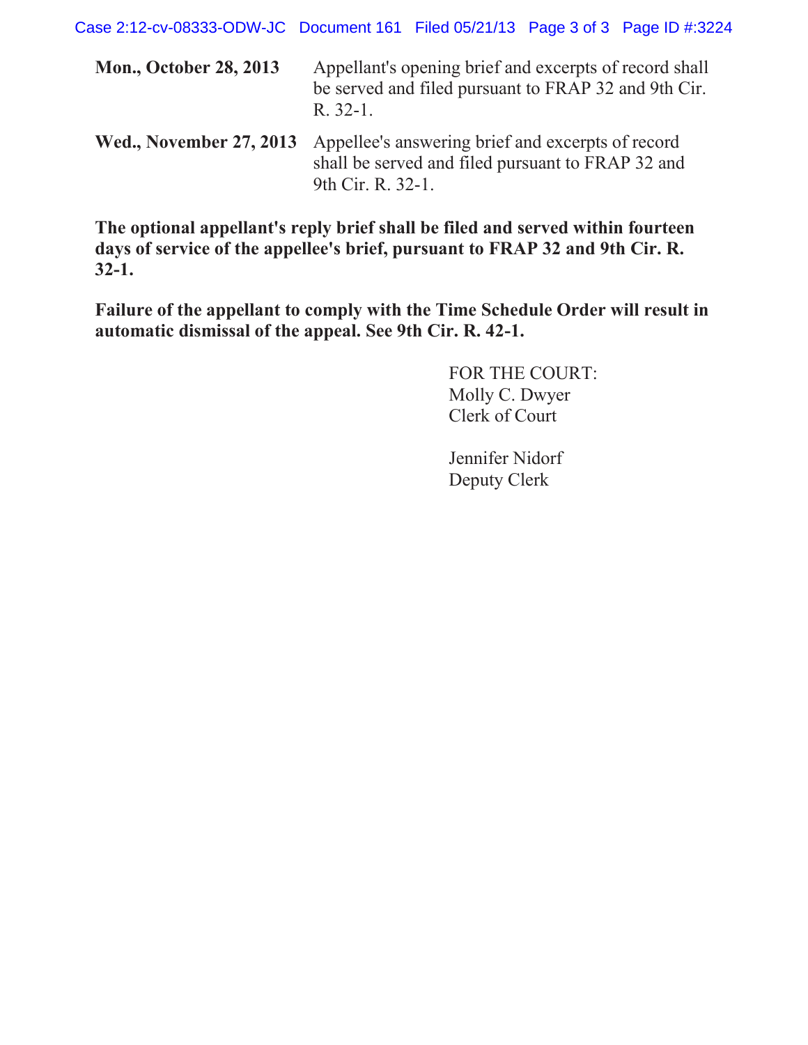| | |
| --- | --- |
| **Mon., October 28, 2013** | Appellant's opening brief and excerpts of record shall be served and filed pursuant to FRAP 32 and 9th Cir. R. 32-1. |
| **Wed., November 27, 2013** | Appellee's answering brief and excerpts of record shall be served and filed pursuant to FRAP 32 and 9th Cir. R. 32-1. |

**The optional appellant's reply brief shall be filed and served within fourteen days of service of the appellee's brief, pursuant to FRAP 32 and 9th Cir. R. 32-1.**

**Failure of the appellant to comply with the Time Schedule Order will result in automatic dismissal of the appeal. See 9th Cir. R. 42-1.**

FOR THE COURT:
Molly C. Dwyer
Clerk of Court

Jennifer Nidorf
Deputy Clerk